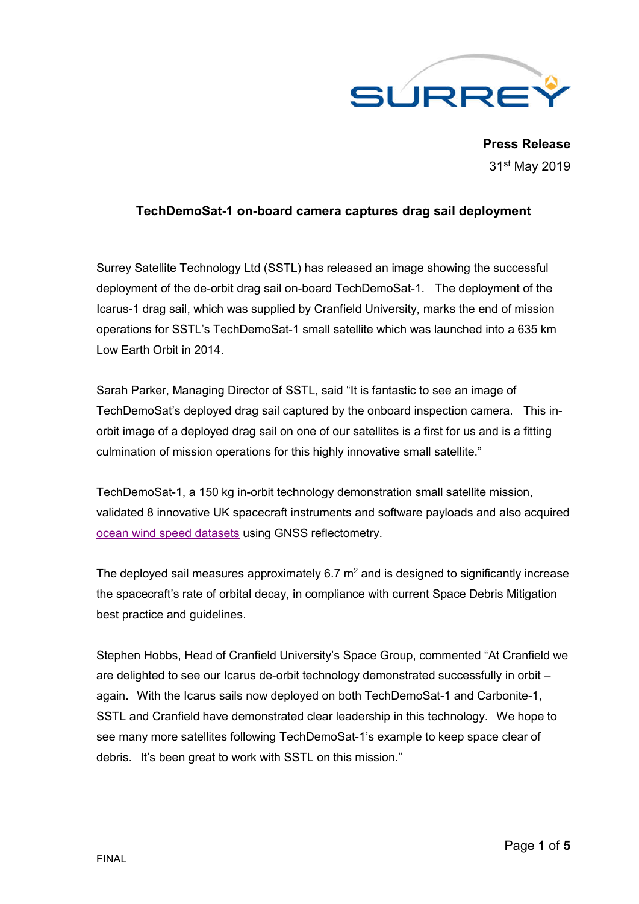**Press Release**

31st May 2019

## TechDemoSat-1 on-board camera captures drag sail deployment

Surrey Satellite Technology Ltd (SSTL) has released an image showing the successful deployment of the de-orbit drag sail on-board TechDemoSat-1. The deployment of the Icarus-1 drag sail, which was supplied by Cranfield University, marks the end of mission operations for SSTL's TechDemoSat-1 small satellite which was launched into a 635 km Low Earth Orbit in 2014.

Sarah Parker, Managing Director of SSTL, said "It is fantastic to see an image of TechDemoSat's deployed drag sail captured by the onboard inspection camera. This in-orbit image of a deployed drag sail on one of our satellites is a first for us and is a fitting culmination of mission operations for this highly innovative small satellite."

TechDemoSat-1, a 150 kg in-orbit technology demonstration small satellite mission, validated 8 innovative UK spacecraft instruments and software payloads and also acquired ocean wind speed datasets using GNSS reflectometry.

The deployed sail measures approximately 6.7 $m^2$ and is designed to significantly increase the spacecraft's rate of orbital decay, in compliance with current Space Debris Mitigation best practice and guidelines.

Stephen Hobbs, Head of Cranfield University's Space Group, commented "At Cranfield we are delighted to see our Icarus de-orbit technology demonstrated successfully in orbit – again. With the Icarus sails now deployed on both TechDemoSat-1 and Carbonite-1, SSTL and Cranfield have demonstrated clear leadership in this technology. We hope to see many more satellites following TechDemoSat-1's example to keep space clear of debris. It's been great to work with SSTL on this mission."

FINAL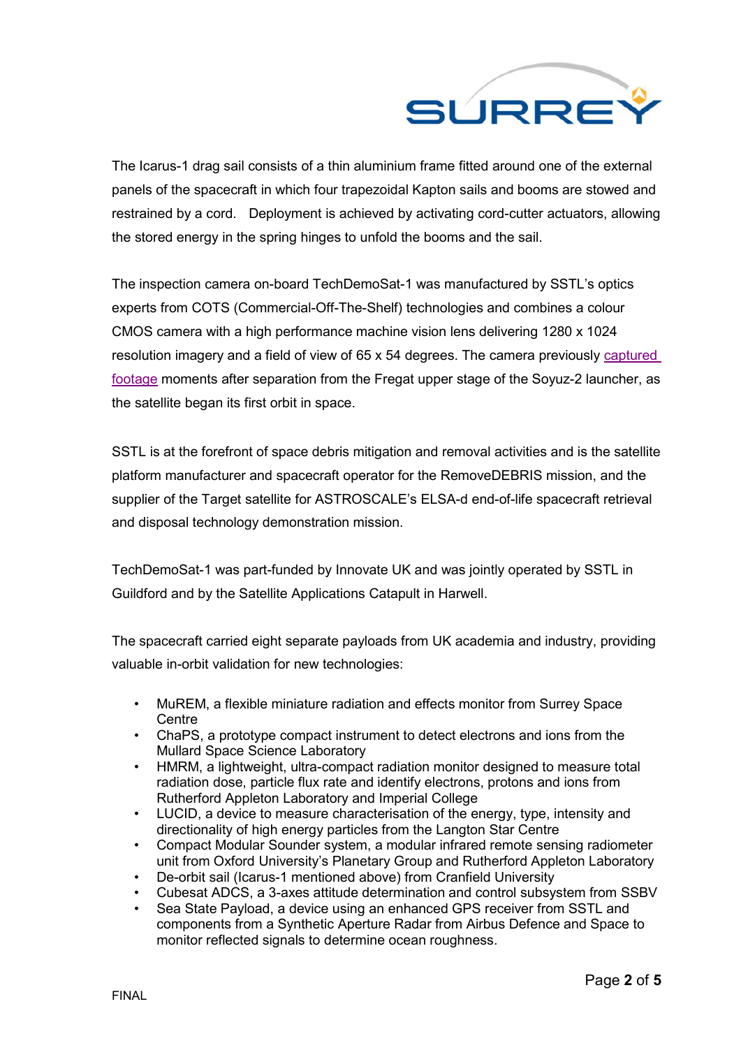The Icarus-1 drag sail consists of a thin aluminium frame fitted around one of the external panels of the spacecraft in which four trapezoidal Kapton sails and booms are stowed and restrained by a cord. Deployment is achieved by activating cord-cutter actuators, allowing the stored energy in the spring hinges to unfold the booms and the sail.

The inspection camera on-board TechDemoSat-1 was manufactured by SSTL's optics experts from COTS (Commercial-Off-The-Shelf) technologies and combines a colour CMOS camera with a high performance machine vision lens delivering 1280 x 1024 resolution imagery and a field of view of 65 x 54 degrees. The camera previously captured footage moments after separation from the Fregat upper stage of the Soyuz-2 launcher, as the satellite began its first orbit in space.

SSTL is at the forefront of space debris mitigation and removal activities and is the satellite platform manufacturer and spacecraft operator for the RemoveDEBRIS mission, and the supplier of the Target satellite for ASTROSCALE's ELSA-d end-of-life spacecraft retrieval and disposal technology demonstration mission.

TechDemoSat-1 was part-funded by Innovate UK and was jointly operated by SSTL in Guildford and by the Satellite Applications Catapult in Harwell.

The spacecraft carried eight separate payloads from UK academia and industry, providing valuable in-orbit validation for new technologies:

- MuREM, a flexible miniature radiation and effects monitor from Surrey Space Centre
- ChaPS, a prototype compact instrument to detect electrons and ions from the Mullard Space Science Laboratory
- HMRM, a lightweight, ultra-compact radiation monitor designed to measure total radiation dose, particle flux rate and identify electrons, protons and ions from Rutherford Appleton Laboratory and Imperial College
- LUCID, a device to measure characterisation of the energy, type, intensity and directionality of high energy particles from the Langton Star Centre
- Compact Modular Sounder system, a modular infrared remote sensing radiometer unit from Oxford University's Planetary Group and Rutherford Appleton Laboratory
- De-orbit sail (Icarus-1 mentioned above) from Cranfield University
- Cubesat ADCS, a 3-axes attitude determination and control subsystem from SSBV
- Sea State Payload, a device using an enhanced GPS receiver from SSTL and components from a Synthetic Aperture Radar from Airbus Defence and Space to monitor reflected signals to determine ocean roughness.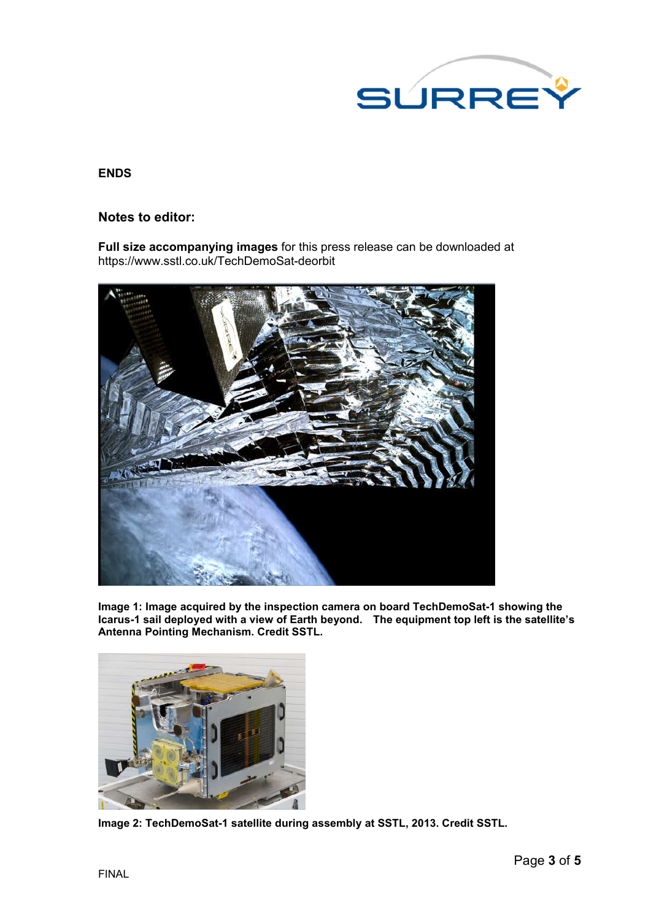**ENDS**

## Notes to editor:

**Full size accompanying images** for this press release can be downloaded at https://www.sstl.co.uk/TechDemoSat-deorbit

**Image 1: Image acquired by the inspection camera on board TechDemoSat-1 showing the Icarus-1 sail deployed with a view of Earth beyond. The equipment top left is the satellite's Antenna Pointing Mechanism. Credit SSTL.**

**Image 2: TechDemoSat-1 satellite during assembly at SSTL, 2013. Credit SSTL.**

FINAL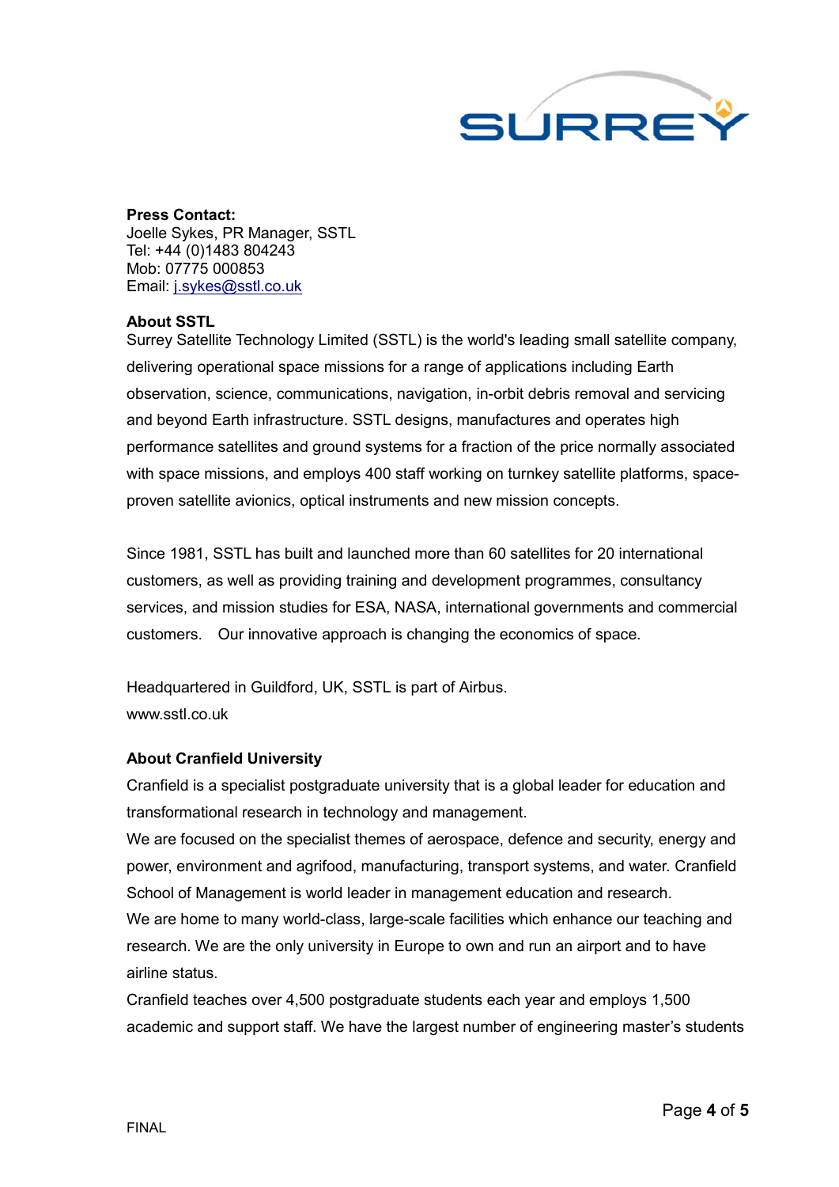**Press Contact:**
Joelle Sykes, PR Manager, SSTL
Tel: +44 (0)1483 804243
Mob: 07775 000853
Email: j.sykes@sstl.co.uk

**About SSTL**

Surrey Satellite Technology Limited (SSTL) is the world's leading small satellite company, delivering operational space missions for a range of applications including Earth observation, science, communications, navigation, in-orbit debris removal and servicing and beyond Earth infrastructure. SSTL designs, manufactures and operates high performance satellites and ground systems for a fraction of the price normally associated with space missions, and employs 400 staff working on turnkey satellite platforms, space-proven satellite avionics, optical instruments and new mission concepts.

Since 1981, SSTL has built and launched more than 60 satellites for 20 international customers, as well as providing training and development programmes, consultancy services, and mission studies for ESA, NASA, international governments and commercial customers. Our innovative approach is changing the economics of space.

Headquartered in Guildford, UK, SSTL is part of Airbus.
www.sstl.co.uk

**About Cranfield University**

Cranfield is a specialist postgraduate university that is a global leader for education and transformational research in technology and management.
We are focused on the specialist themes of aerospace, defence and security, energy and power, environment and agrifood, manufacturing, transport systems, and water. Cranfield School of Management is world leader in management education and research.
We are home to many world-class, large-scale facilities which enhance our teaching and research. We are the only university in Europe to own and run an airport and to have airline status.
Cranfield teaches over 4,500 postgraduate students each year and employs 1,500 academic and support staff. We have the largest number of engineering master's students

FINAL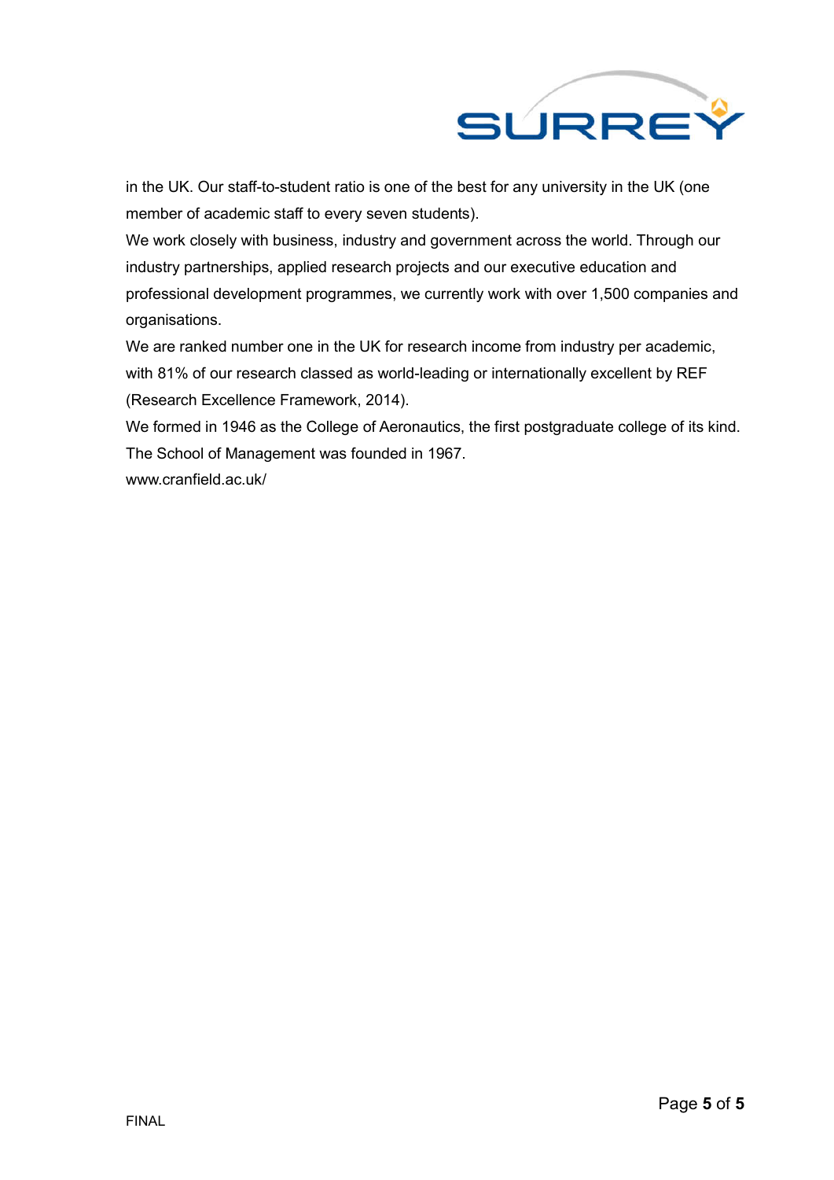in the UK. Our staff-to-student ratio is one of the best for any university in the UK (one member of academic staff to every seven students).

We work closely with business, industry and government across the world. Through our industry partnerships, applied research projects and our executive education and professional development programmes, we currently work with over 1,500 companies and organisations.

We are ranked number one in the UK for research income from industry per academic, with 81% of our research classed as world-leading or internationally excellent by REF (Research Excellence Framework, 2014).

We formed in 1946 as the College of Aeronautics, the first postgraduate college of its kind. The School of Management was founded in 1967.

www.cranfield.ac.uk/

FINAL